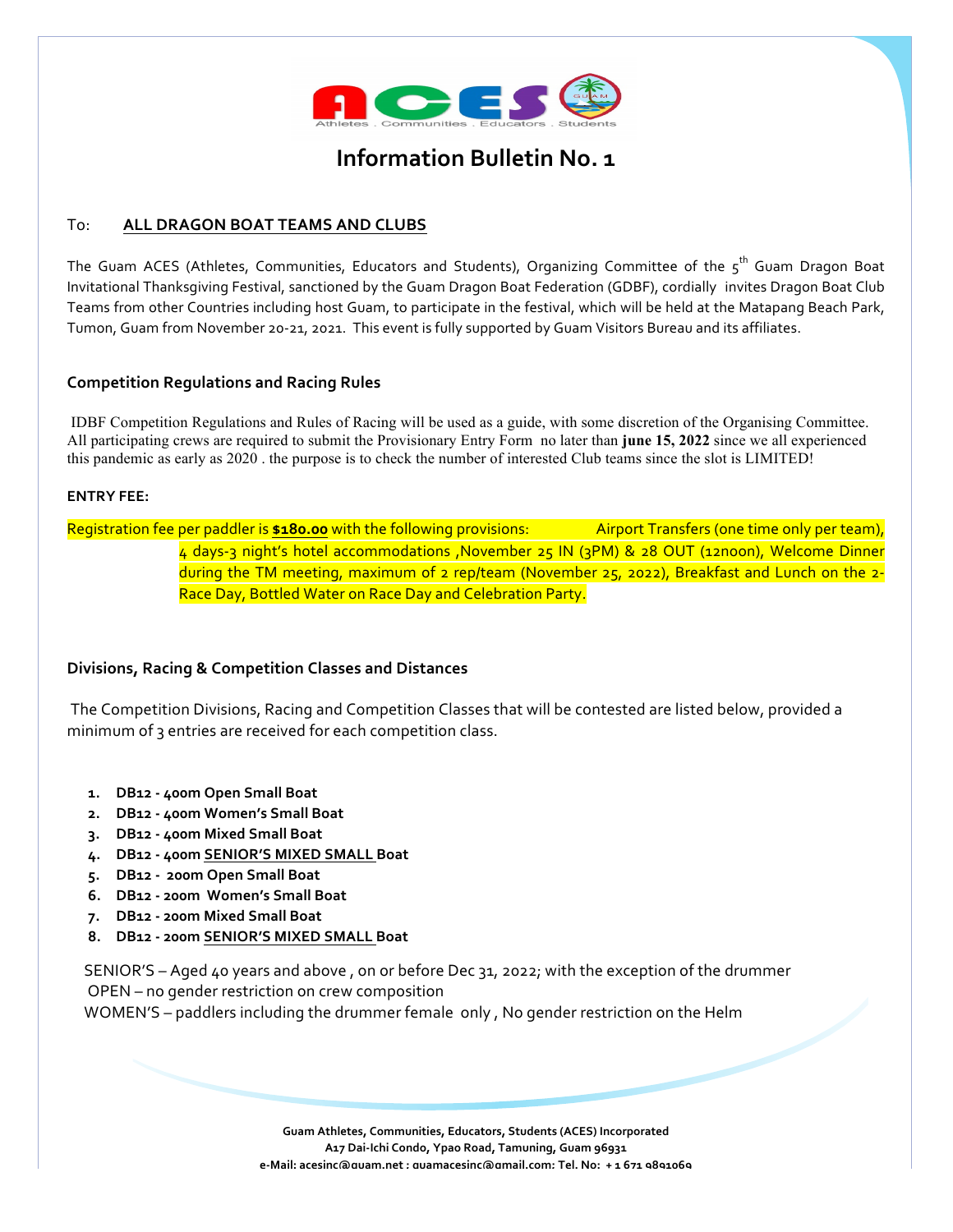# Information Bulletin No. 1

To: **ALL DRAGON BOAT TEAMS AND CLUBS**

The Guam ACES (Athletes, Communities, Educators and Students), Organizing Committee of the 5th Guam Dragon Boat Invitational Thanksgiving Festival, sanctioned by the Guam Dragon Boat Federation (GDBF), cordially invites Dragon Boat Club Teams from other Countries including host Guam, to participate in the festival, which will be held at the Matapang Beach Park, Tumon, Guam from November 20-21, 2021. This event is fully supported by Guam Visitors Bureau and its affiliates.

### Competition Regulations and Racing Rules

IDBF Competition Regulations and Rules of Racing will be used as a guide, with some discretion of the Organising Committee. All participating crews are required to submit the Provisionary Entry Form no later than **june 15, 2022** since we all experienced this pandemic as early as 2020 . the purpose is to check the number of interested Club teams since the slot is LIMITED!

**ENTRY FEE:**

Registration fee per paddler is **$180.00** with the following provisions: Airport Transfers (one time only per team), 4 days-3 night's hotel accommodations ,November 25 IN (3PM) & 28 OUT (12noon), Welcome Dinner during the TM meeting, maximum of 2 rep/team (November 25, 2022), Breakfast and Lunch on the 2-Race Day, Bottled Water on Race Day and Celebration Party.

### Divisions, Racing & Competition Classes and Distances

The Competition Divisions, Racing and Competition Classes that will be contested are listed below, provided a minimum of 3 entries are received for each competition class.

1. **DB12 - 400m Open Small Boat**
2. **DB12 - 400m Women's Small Boat**
3. **DB12 - 400m Mixed Small Boat**
4. **DB12 - 400m SENIOR'S MIXED SMALL Boat**
5. **DB12 - 200m Open Small Boat**
6. **DB12 - 200m Women's Small Boat**
7. **DB12 - 200m Mixed Small Boat**
8. **DB12 - 200m SENIOR'S MIXED SMALL Boat**

SENIOR'S – Aged 40 years and above , on or before Dec 31, 2022; with the exception of the drummer
OPEN – no gender restriction on crew composition
WOMEN'S – paddlers including the drummer female only , No gender restriction on the Helm

Guam Athletes, Communities, Educators, Students (ACES) Incorporated
A17 Dai-Ichi Condo, Ypao Road, Tamuning, Guam 96931
e-Mail: acesinc@guam.net ; guamacesinc@gmail.com; Tel. No: +1 671 9891069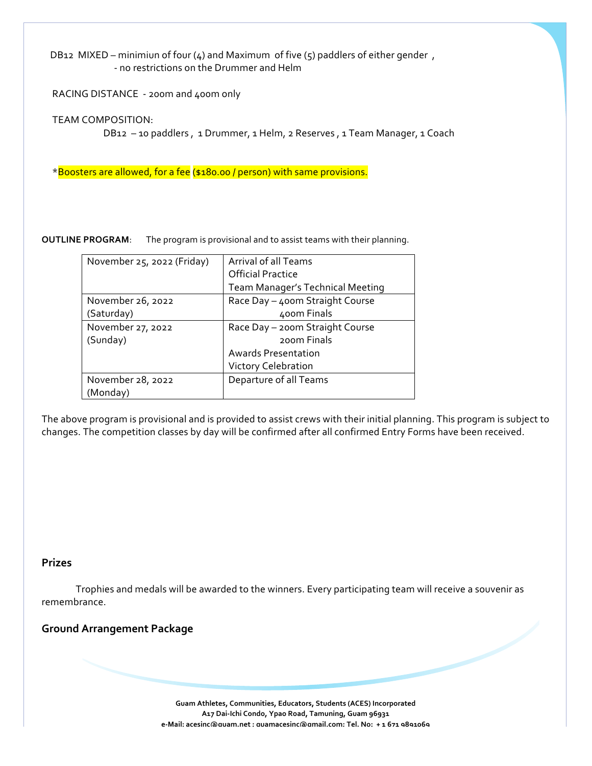DB12 MIXED – minimiun of four (4) and Maximum of five (5) paddlers of either gender ,
- no restrictions on the Drummer and Helm

RACING DISTANCE - 200m and 400m only

TEAM COMPOSITION:

DB12 – 10 paddlers , 1 Drummer, 1 Helm, 2 Reserves , 1 Team Manager, 1 Coach

*Boosters are allowed, for a fee ($180.00 / person) with same provisions.

**OUTLINE PROGRAM**: The program is provisional and to assist teams with their planning.

| | |
|---|---|
| November 25, 2022 (Friday) | Arrival of all Teams<br>Official Practice<br>Team Manager's Technical Meeting |
| November 26, 2022 (Saturday) | Race Day – 400m Straight Course<br>400m Finals |
| November 27, 2022 (Sunday) | Race Day – 200m Straight Course<br>200m Finals<br>Awards Presentation<br>Victory Celebration |
| November 28, 2022 (Monday) | Departure of all Teams |

The above program is provisional and is provided to assist crews with their initial planning. This program is subject to changes. The competition classes by day will be confirmed after all confirmed Entry Forms have been received.

## Prizes

Trophies and medals will be awarded to the winners. Every participating team will receive a souvenir as remembrance.

## Ground Arrangement Package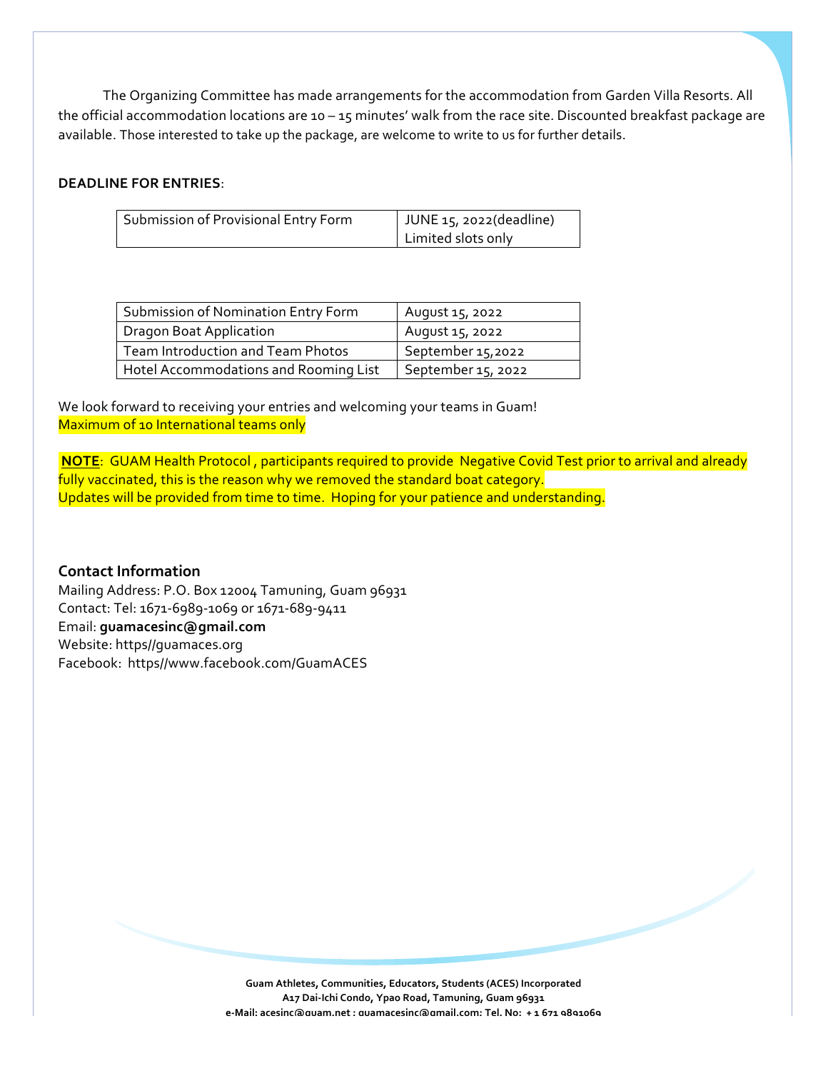The Organizing Committee has made arrangements for the accommodation from Garden Villa Resorts. All the official accommodation locations are 10 – 15 minutes' walk from the race site. Discounted breakfast package are available. Those interested to take up the package, are welcome to write to us for further details.

**DEADLINE FOR ENTRIES**:

| | |
|---|---|
| Submission of Provisional Entry Form | JUNE 15, 2022(deadline)<br>Limited slots only |

| | |
|---|---|
| Submission of Nomination Entry Form | August 15, 2022 |
| Dragon Boat Application | August 15, 2022 |
| Team Introduction and Team Photos | September 15,2022 |
| Hotel Accommodations and Rooming List | September 15, 2022 |

We look forward to receiving your entries and welcoming your teams in Guam!
Maximum of 10 International teams only

**NOTE**: GUAM Health Protocol , participants required to provide Negative Covid Test prior to arrival and already fully vaccinated, this is the reason why we removed the standard boat category.
Updates will be provided from time to time. Hoping for your patience and understanding.

## Contact Information

Mailing Address: P.O. Box 12004 Tamuning, Guam 96931
Contact: Tel: 1671-6989-1069 or 1671-689-9411
Email: **guamacesinc@gmail.com**
Website: https//guamaces.org
Facebook: https//www.facebook.com/GuamACES

**Guam Athletes, Communities, Educators, Students (ACES) Incorporated**
**A17 Dai-Ichi Condo, Ypao Road, Tamuning, Guam 96931**
**e-Mail: acesinc@guam.net ; guamacesinc@gmail.com; Tel. No: + 1 671 9891069**